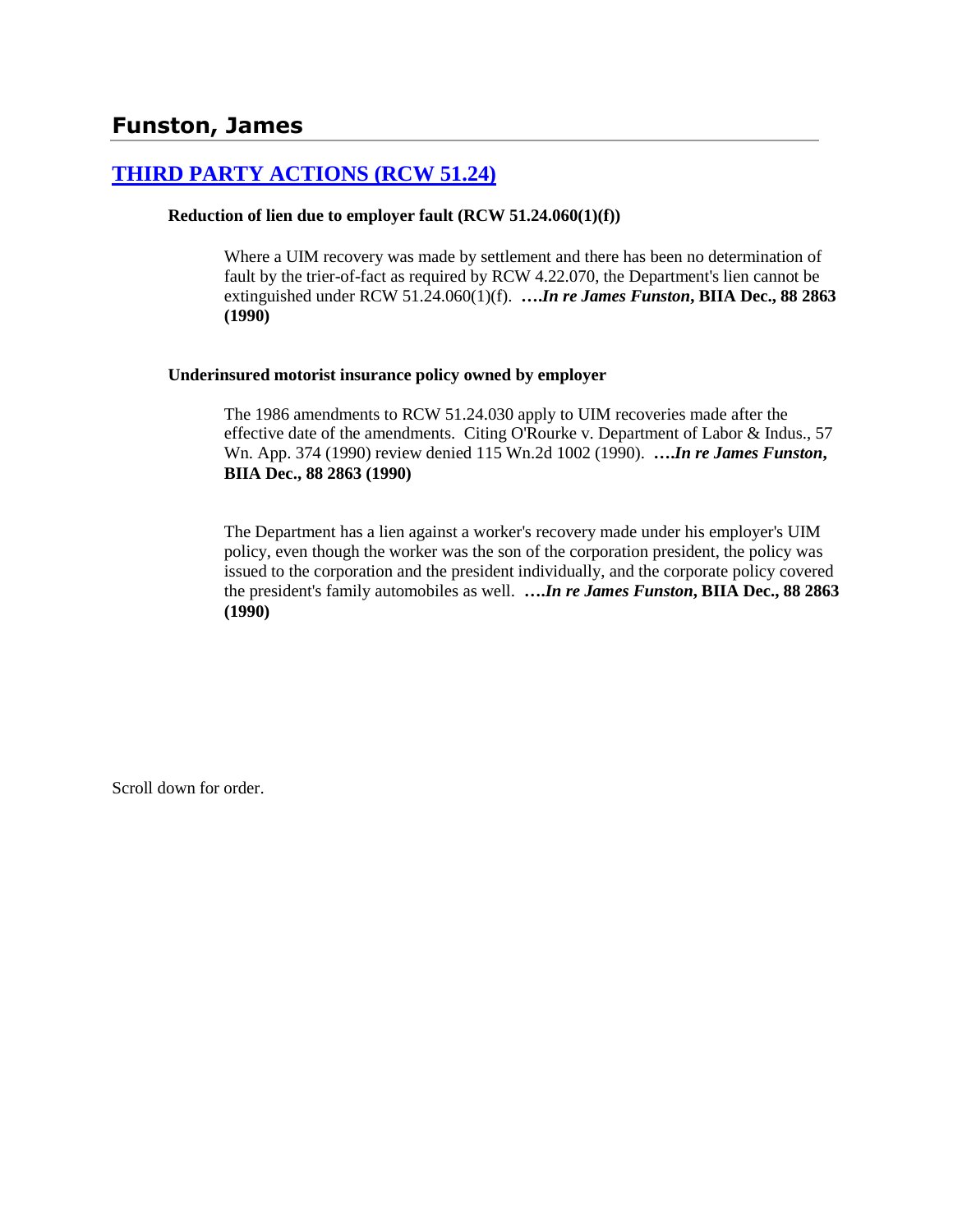# Funston, James

## [THIRD PARTY ACTIONS (RCW 51.24)]

**Reduction of lien due to employer fault (RCW 51.24.060(1)(f))**

Where a UIM recovery was made by settlement and there has been no determination of fault by the trier-of-fact as required by RCW 4.22.070, the Department's lien cannot be extinguished under RCW 51.24.060(1)(f). ***….In re James Funston*, BIIA Dec., 88 2863 (1990)**

**Underinsured motorist insurance policy owned by employer**

The 1986 amendments to RCW 51.24.030 apply to UIM recoveries made after the effective date of the amendments. Citing O'Rourke v. Department of Labor & Indus., 57 Wn. App. 374 (1990) review denied 115 Wn.2d 1002 (1990). ***….In re James Funston*, BIIA Dec., 88 2863 (1990)**

The Department has a lien against a worker's recovery made under his employer's UIM policy, even though the worker was the son of the corporation president, the policy was issued to the corporation and the president individually, and the corporate policy covered the president's family automobiles as well. ***….In re James Funston*, BIIA Dec., 88 2863 (1990)**

Scroll down for order.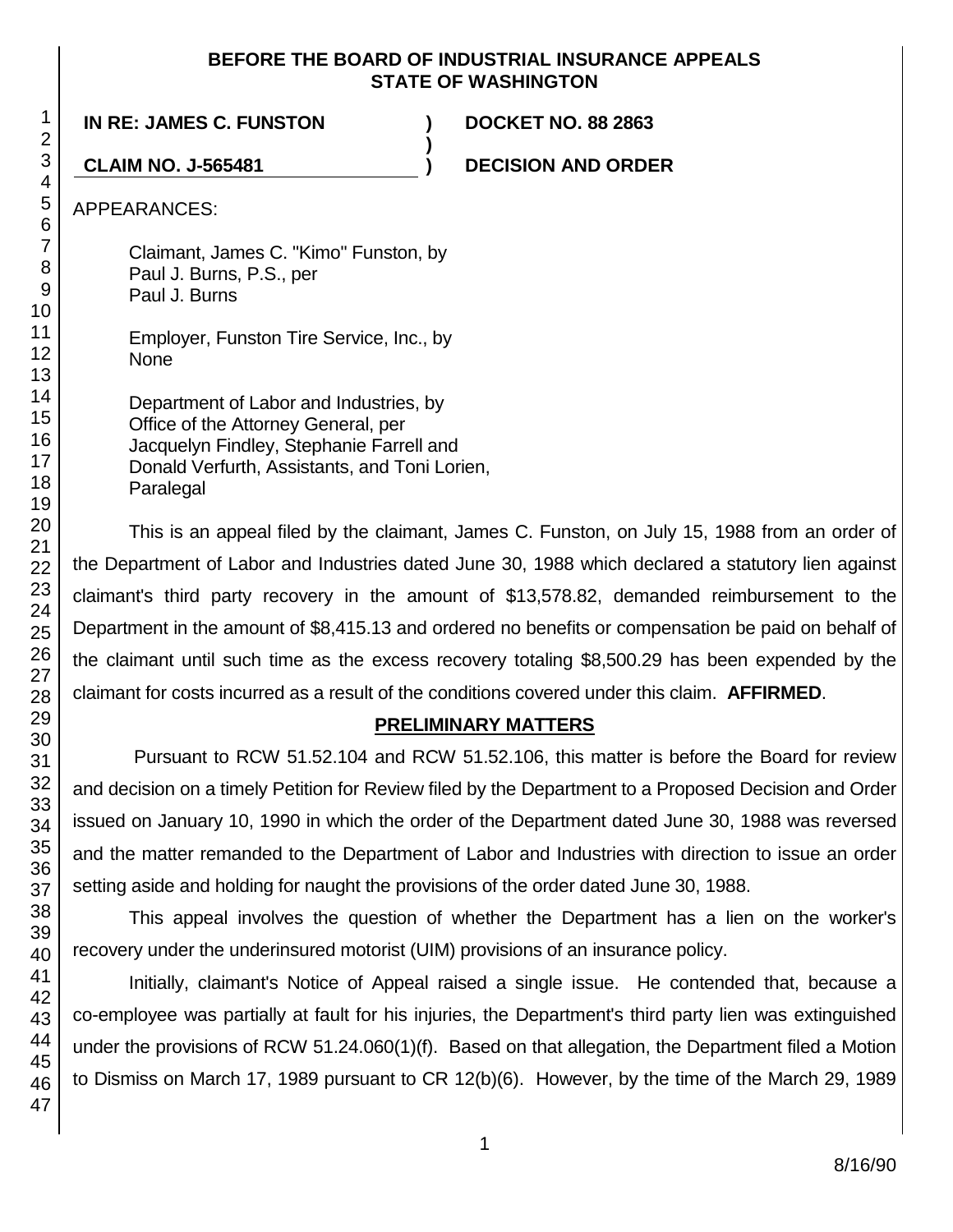**BEFORE THE BOARD OF INDUSTRIAL INSURANCE APPEALS**
**STATE OF WASHINGTON**

| | | |
|---|---|---|
| **IN RE: JAMES C. FUNSTON** | **)** | **DOCKET NO. 88 2863** |
| | **)** | |
| **CLAIM NO. J-565481** | **)** | **DECISION AND ORDER** |

APPEARANCES:

Claimant, James C. "Kimo" Funston, by
Paul J. Burns, P.S., per
Paul J. Burns

Employer, Funston Tire Service, Inc., by
None

Department of Labor and Industries, by
Office of the Attorney General, per
Jacquelyn Findley, Stephanie Farrell and
Donald Verfurth, Assistants, and Toni Lorien,
Paralegal

This is an appeal filed by the claimant, James C. Funston, on July 15, 1988 from an order of the Department of Labor and Industries dated June 30, 1988 which declared a statutory lien against claimant's third party recovery in the amount of $13,578.82, demanded reimbursement to the Department in the amount of $8,415.13 and ordered no benefits or compensation be paid on behalf of the claimant until such time as the excess recovery totaling $8,500.29 has been expended by the claimant for costs incurred as a result of the conditions covered under this claim. **AFFIRMED**.

## PRELIMINARY MATTERS

Pursuant to RCW 51.52.104 and RCW 51.52.106, this matter is before the Board for review and decision on a timely Petition for Review filed by the Department to a Proposed Decision and Order issued on January 10, 1990 in which the order of the Department dated June 30, 1988 was reversed and the matter remanded to the Department of Labor and Industries with direction to issue an order setting aside and holding for naught the provisions of the order dated June 30, 1988.

This appeal involves the question of whether the Department has a lien on the worker's recovery under the underinsured motorist (UIM) provisions of an insurance policy.

Initially, claimant's Notice of Appeal raised a single issue. He contended that, because a co-employee was partially at fault for his injuries, the Department's third party lien was extinguished under the provisions of RCW 51.24.060(1)(f). Based on that allegation, the Department filed a Motion to Dismiss on March 17, 1989 pursuant to CR 12(b)(6). However, by the time of the March 29, 1989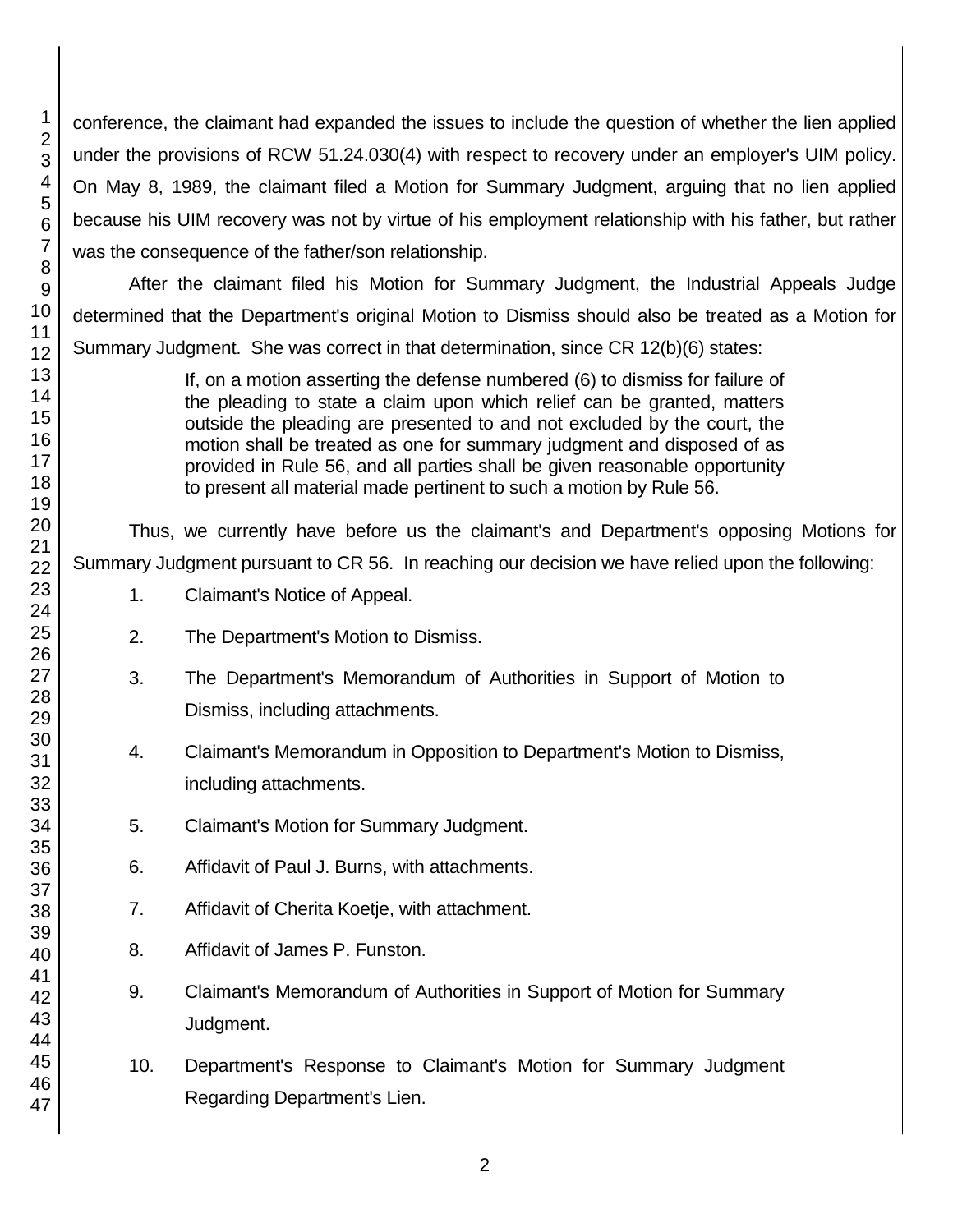conference, the claimant had expanded the issues to include the question of whether the lien applied under the provisions of RCW 51.24.030(4) with respect to recovery under an employer's UIM policy. On May 8, 1989, the claimant filed a Motion for Summary Judgment, arguing that no lien applied because his UIM recovery was not by virtue of his employment relationship with his father, but rather was the consequence of the father/son relationship.

After the claimant filed his Motion for Summary Judgment, the Industrial Appeals Judge determined that the Department's original Motion to Dismiss should also be treated as a Motion for Summary Judgment. She was correct in that determination, since CR 12(b)(6) states:

> If, on a motion asserting the defense numbered (6) to dismiss for failure of the pleading to state a claim upon which relief can be granted, matters outside the pleading are presented to and not excluded by the court, the motion shall be treated as one for summary judgment and disposed of as provided in Rule 56, and all parties shall be given reasonable opportunity to present all material made pertinent to such a motion by Rule 56.

Thus, we currently have before us the claimant's and Department's opposing Motions for Summary Judgment pursuant to CR 56. In reaching our decision we have relied upon the following:

1. Claimant's Notice of Appeal.
2. The Department's Motion to Dismiss.
3. The Department's Memorandum of Authorities in Support of Motion to Dismiss, including attachments.
4. Claimant's Memorandum in Opposition to Department's Motion to Dismiss, including attachments.
5. Claimant's Motion for Summary Judgment.
6. Affidavit of Paul J. Burns, with attachments.
7. Affidavit of Cherita Koetje, with attachment.
8. Affidavit of James P. Funston.
9. Claimant's Memorandum of Authorities in Support of Motion for Summary Judgment.
10. Department's Response to Claimant's Motion for Summary Judgment Regarding Department's Lien.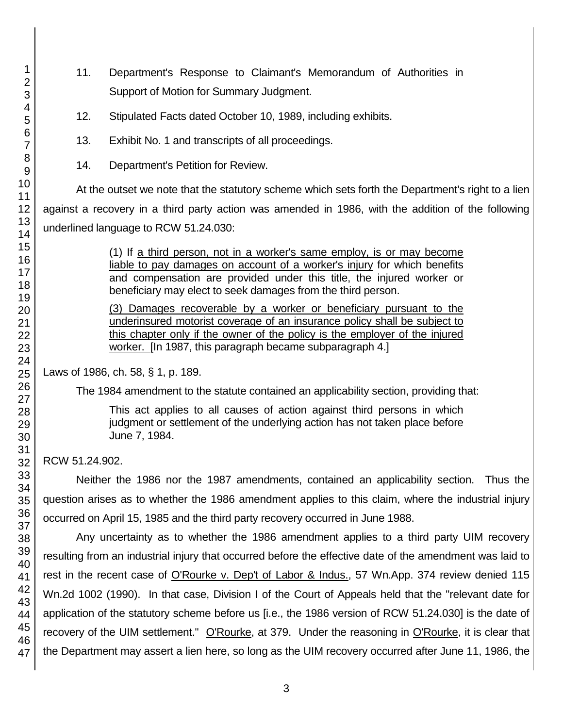11. Department's Response to Claimant's Memorandum of Authorities in Support of Motion for Summary Judgment.

12. Stipulated Facts dated October 10, 1989, including exhibits.

13. Exhibit No. 1 and transcripts of all proceedings.

14. Department's Petition for Review.

At the outset we note that the statutory scheme which sets forth the Department's right to a lien against a recovery in a third party action was amended in 1986, with the addition of the following underlined language to RCW 51.24.030:

> (1) If <u>a third person, not in a worker's same employ, is or may become liable to pay damages on account of a worker's injury</u> for which benefits and compensation are provided under this title, the injured worker or beneficiary may elect to seek damages from the third person.
>
> <u>(3) Damages recoverable by a worker or beneficiary pursuant to the underinsured motorist coverage of an insurance policy shall be subject to this chapter only if the owner of the policy is the employer of the injured worker.</u> [In 1987, this paragraph became subparagraph 4.]

Laws of 1986, ch. 58, § 1, p. 189.

The 1984 amendment to the statute contained an applicability section, providing that:

> This act applies to all causes of action against third persons in which judgment or settlement of the underlying action has not taken place before June 7, 1984.

RCW 51.24.902.

Neither the 1986 nor the 1987 amendments, contained an applicability section. Thus the question arises as to whether the 1986 amendment applies to this claim, where the industrial injury occurred on April 15, 1985 and the third party recovery occurred in June 1988.

Any uncertainty as to whether the 1986 amendment applies to a third party UIM recovery resulting from an industrial injury that occurred before the effective date of the amendment was laid to rest in the recent case of <u>O'Rourke v. Dep't of Labor & Indus.</u>, 57 Wn.App. 374 review denied 115 Wn.2d 1002 (1990). In that case, Division I of the Court of Appeals held that the "relevant date for application of the statutory scheme before us [i.e., the 1986 version of RCW 51.24.030] is the date of recovery of the UIM settlement." <u>O'Rourke</u>, at 379. Under the reasoning in <u>O'Rourke</u>, it is clear that the Department may assert a lien here, so long as the UIM recovery occurred after June 11, 1986, the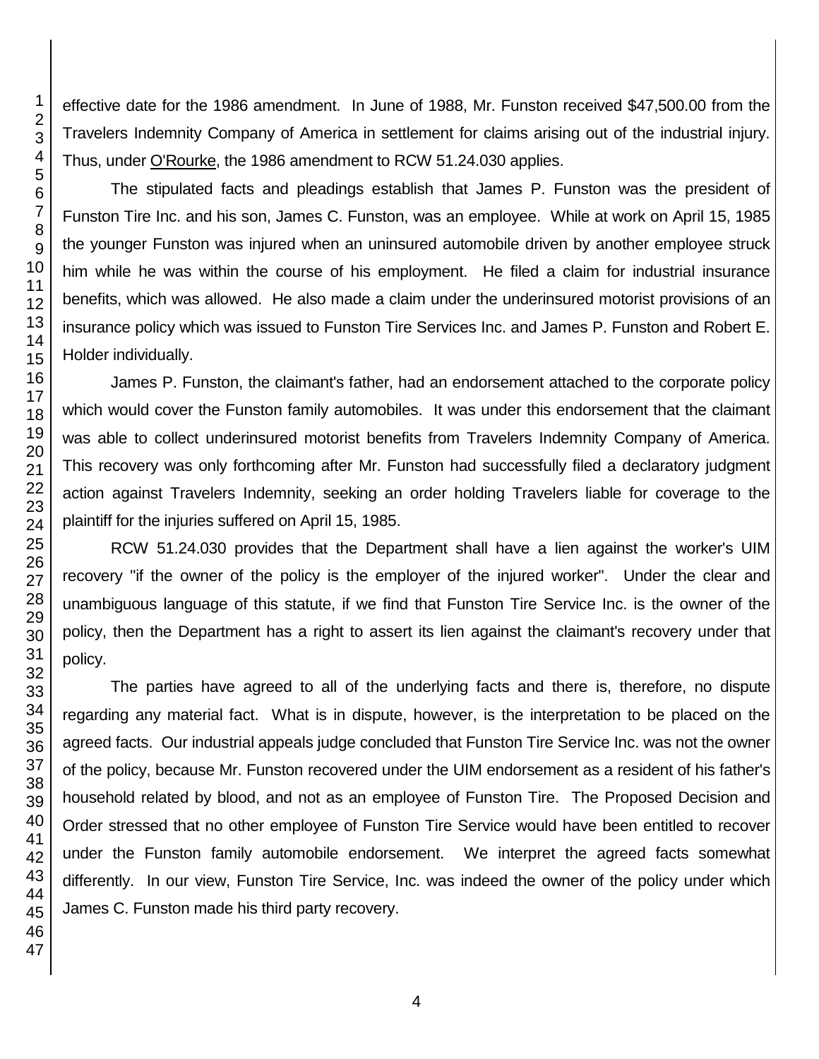effective date for the 1986 amendment. In June of 1988, Mr. Funston received $47,500.00 from the Travelers Indemnity Company of America in settlement for claims arising out of the industrial injury. Thus, under O'Rourke, the 1986 amendment to RCW 51.24.030 applies.

The stipulated facts and pleadings establish that James P. Funston was the president of Funston Tire Inc. and his son, James C. Funston, was an employee. While at work on April 15, 1985 the younger Funston was injured when an uninsured automobile driven by another employee struck him while he was within the course of his employment. He filed a claim for industrial insurance benefits, which was allowed. He also made a claim under the underinsured motorist provisions of an insurance policy which was issued to Funston Tire Services Inc. and James P. Funston and Robert E. Holder individually.

James P. Funston, the claimant's father, had an endorsement attached to the corporate policy which would cover the Funston family automobiles. It was under this endorsement that the claimant was able to collect underinsured motorist benefits from Travelers Indemnity Company of America. This recovery was only forthcoming after Mr. Funston had successfully filed a declaratory judgment action against Travelers Indemnity, seeking an order holding Travelers liable for coverage to the plaintiff for the injuries suffered on April 15, 1985.

RCW 51.24.030 provides that the Department shall have a lien against the worker's UIM recovery "if the owner of the policy is the employer of the injured worker". Under the clear and unambiguous language of this statute, if we find that Funston Tire Service Inc. is the owner of the policy, then the Department has a right to assert its lien against the claimant's recovery under that policy.

The parties have agreed to all of the underlying facts and there is, therefore, no dispute regarding any material fact. What is in dispute, however, is the interpretation to be placed on the agreed facts. Our industrial appeals judge concluded that Funston Tire Service Inc. was not the owner of the policy, because Mr. Funston recovered under the UIM endorsement as a resident of his father's household related by blood, and not as an employee of Funston Tire. The Proposed Decision and Order stressed that no other employee of Funston Tire Service would have been entitled to recover under the Funston family automobile endorsement. We interpret the agreed facts somewhat differently. In our view, Funston Tire Service, Inc. was indeed the owner of the policy under which James C. Funston made his third party recovery.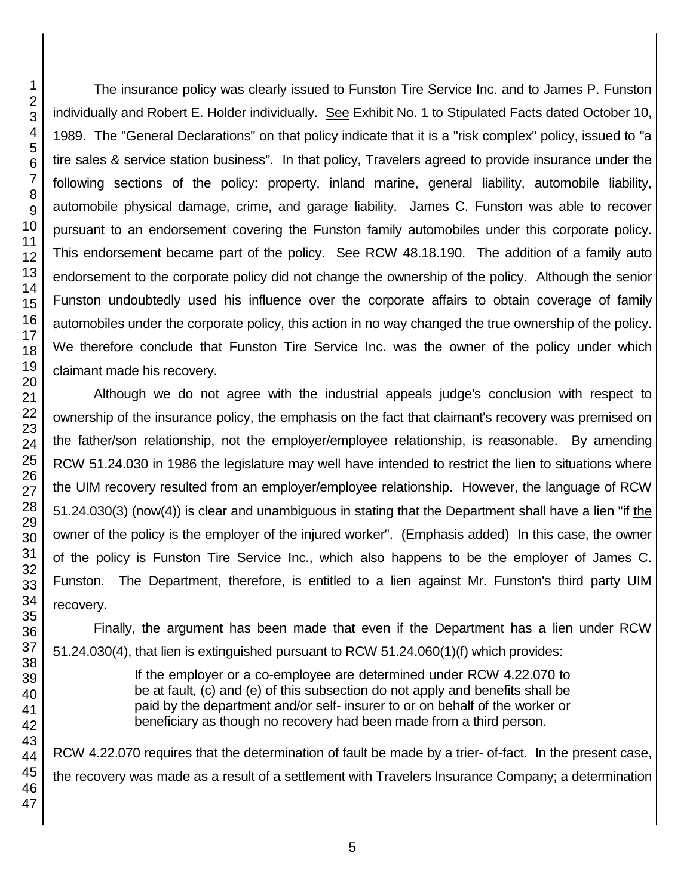The insurance policy was clearly issued to Funston Tire Service Inc. and to James P. Funston individually and Robert E. Holder individually. See Exhibit No. 1 to Stipulated Facts dated October 10, 1989. The "General Declarations" on that policy indicate that it is a "risk complex" policy, issued to "a tire sales & service station business". In that policy, Travelers agreed to provide insurance under the following sections of the policy: property, inland marine, general liability, automobile liability, automobile physical damage, crime, and garage liability. James C. Funston was able to recover pursuant to an endorsement covering the Funston family automobiles under this corporate policy. This endorsement became part of the policy. See RCW 48.18.190. The addition of a family auto endorsement to the corporate policy did not change the ownership of the policy. Although the senior Funston undoubtedly used his influence over the corporate affairs to obtain coverage of family automobiles under the corporate policy, this action in no way changed the true ownership of the policy. We therefore conclude that Funston Tire Service Inc. was the owner of the policy under which claimant made his recovery.

Although we do not agree with the industrial appeals judge's conclusion with respect to ownership of the insurance policy, the emphasis on the fact that claimant's recovery was premised on the father/son relationship, not the employer/employee relationship, is reasonable. By amending RCW 51.24.030 in 1986 the legislature may well have intended to restrict the lien to situations where the UIM recovery resulted from an employer/employee relationship. However, the language of RCW 51.24.030(3) (now(4)) is clear and unambiguous in stating that the Department shall have a lien "if <u>the owner</u> of the policy is <u>the employer</u> of the injured worker". (Emphasis added) In this case, the owner of the policy is Funston Tire Service Inc., which also happens to be the employer of James C. Funston. The Department, therefore, is entitled to a lien against Mr. Funston's third party UIM recovery.

Finally, the argument has been made that even if the Department has a lien under RCW 51.24.030(4), that lien is extinguished pursuant to RCW 51.24.060(1)(f) which provides:

> If the employer or a co-employee are determined under RCW 4.22.070 to be at fault, (c) and (e) of this subsection do not apply and benefits shall be paid by the department and/or self- insurer to or on behalf of the worker or beneficiary as though no recovery had been made from a third person.

RCW 4.22.070 requires that the determination of fault be made by a trier- of-fact. In the present case, the recovery was made as a result of a settlement with Travelers Insurance Company; a determination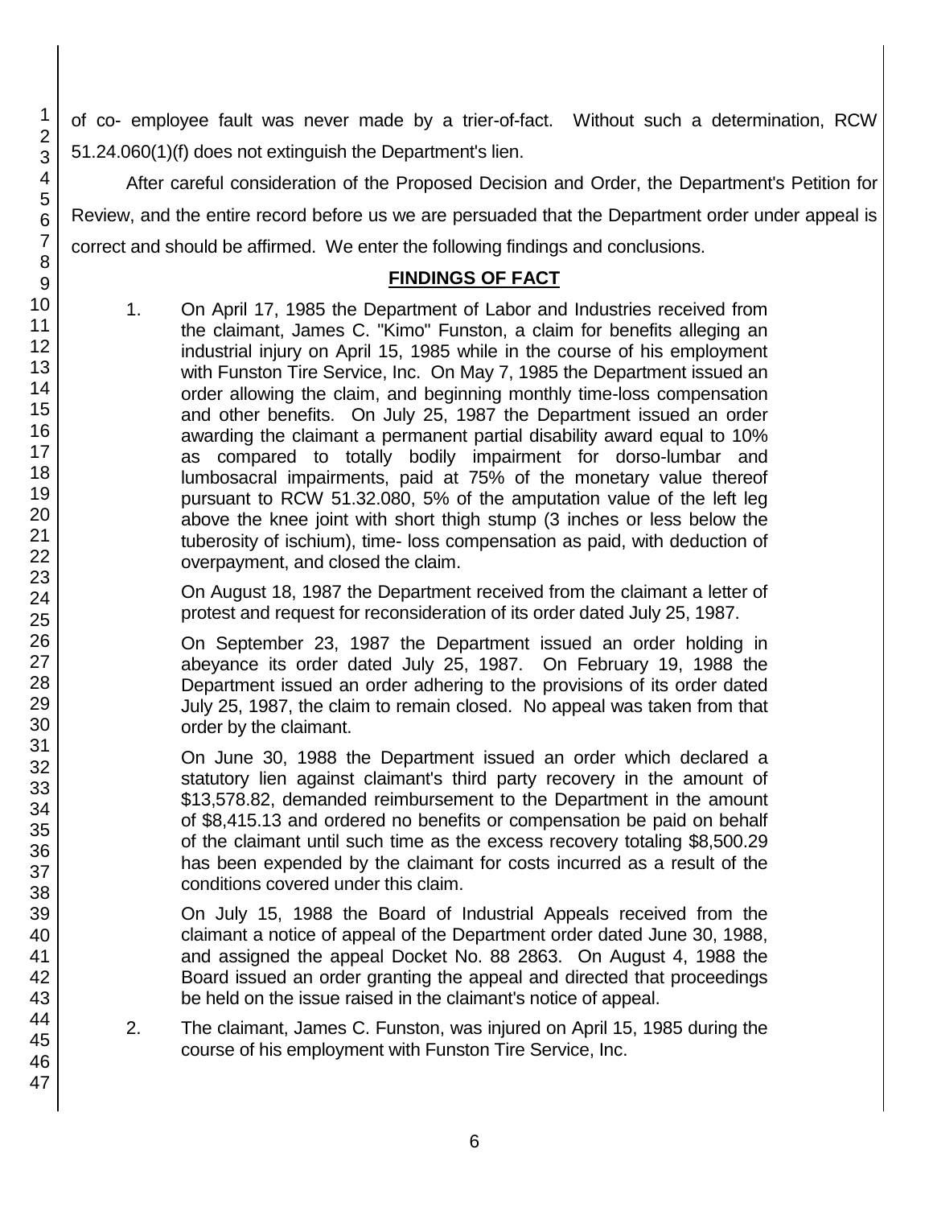of co- employee fault was never made by a trier-of-fact. Without such a determination, RCW 51.24.060(1)(f) does not extinguish the Department's lien.

After careful consideration of the Proposed Decision and Order, the Department's Petition for Review, and the entire record before us we are persuaded that the Department order under appeal is correct and should be affirmed. We enter the following findings and conclusions.

## FINDINGS OF FACT

1. On April 17, 1985 the Department of Labor and Industries received from the claimant, James C. "Kimo" Funston, a claim for benefits alleging an industrial injury on April 15, 1985 while in the course of his employment with Funston Tire Service, Inc. On May 7, 1985 the Department issued an order allowing the claim, and beginning monthly time-loss compensation and other benefits. On July 25, 1987 the Department issued an order awarding the claimant a permanent partial disability award equal to 10% as compared to totally bodily impairment for dorso-lumbar and lumbosacral impairments, paid at 75% of the monetary value thereof pursuant to RCW 51.32.080, 5% of the amputation value of the left leg above the knee joint with short thigh stump (3 inches or less below the tuberosity of ischium), time- loss compensation as paid, with deduction of overpayment, and closed the claim.

   On August 18, 1987 the Department received from the claimant a letter of protest and request for reconsideration of its order dated July 25, 1987.

   On September 23, 1987 the Department issued an order holding in abeyance its order dated July 25, 1987. On February 19, 1988 the Department issued an order adhering to the provisions of its order dated July 25, 1987, the claim to remain closed. No appeal was taken from that order by the claimant.

   On June 30, 1988 the Department issued an order which declared a statutory lien against claimant's third party recovery in the amount of $13,578.82, demanded reimbursement to the Department in the amount of $8,415.13 and ordered no benefits or compensation be paid on behalf of the claimant until such time as the excess recovery totaling $8,500.29 has been expended by the claimant for costs incurred as a result of the conditions covered under this claim.

   On July 15, 1988 the Board of Industrial Appeals received from the claimant a notice of appeal of the Department order dated June 30, 1988, and assigned the appeal Docket No. 88 2863. On August 4, 1988 the Board issued an order granting the appeal and directed that proceedings be held on the issue raised in the claimant's notice of appeal.

2. The claimant, James C. Funston, was injured on April 15, 1985 during the course of his employment with Funston Tire Service, Inc.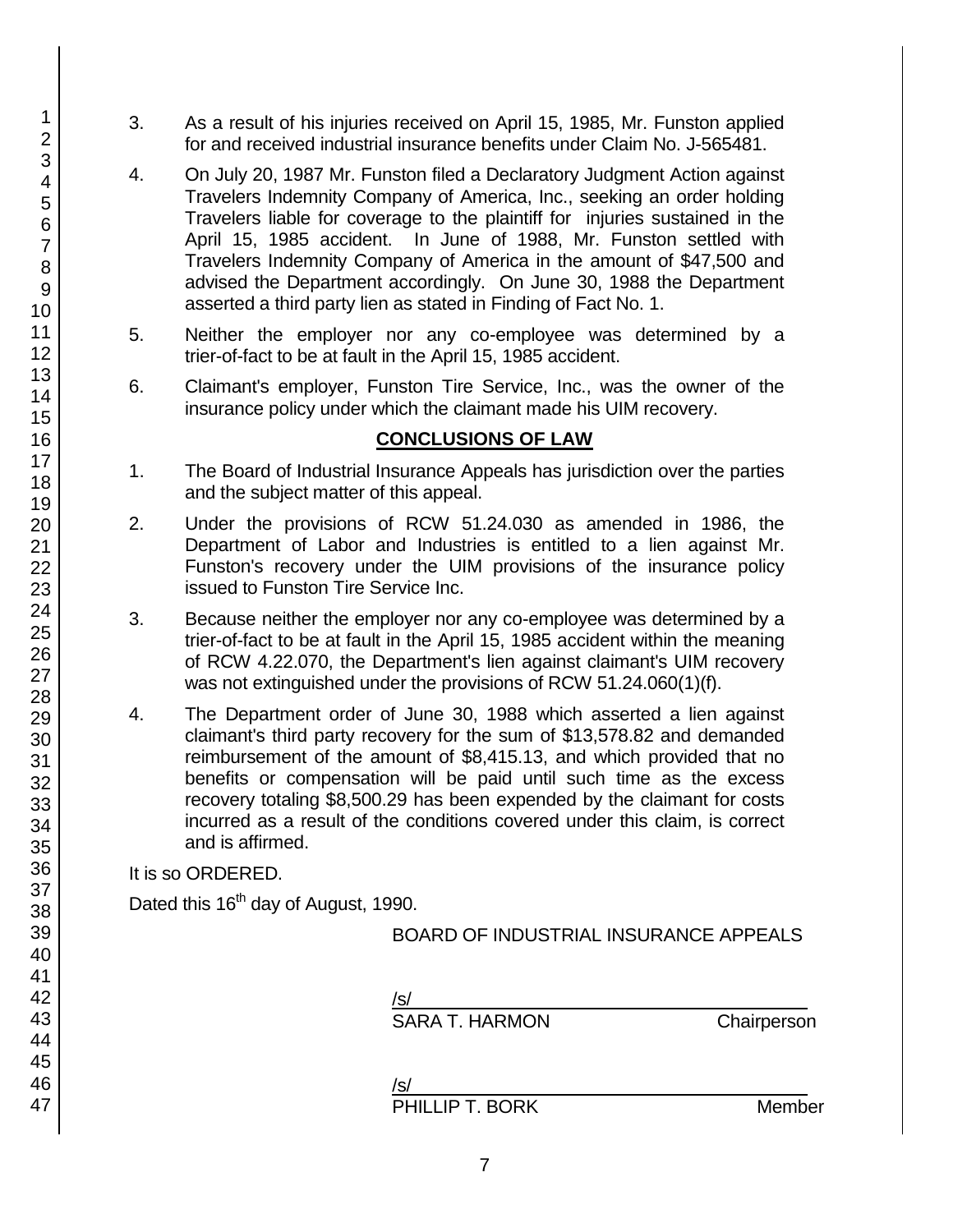3. As a result of his injuries received on April 15, 1985, Mr. Funston applied for and received industrial insurance benefits under Claim No. J-565481.

4. On July 20, 1987 Mr. Funston filed a Declaratory Judgment Action against Travelers Indemnity Company of America, Inc., seeking an order holding Travelers liable for coverage to the plaintiff for injuries sustained in the April 15, 1985 accident. In June of 1988, Mr. Funston settled with Travelers Indemnity Company of America in the amount of $47,500 and advised the Department accordingly. On June 30, 1988 the Department asserted a third party lien as stated in Finding of Fact No. 1.

5. Neither the employer nor any co-employee was determined by a trier-of-fact to be at fault in the April 15, 1985 accident.

6. Claimant's employer, Funston Tire Service, Inc., was the owner of the insurance policy under which the claimant made his UIM recovery.

## CONCLUSIONS OF LAW

1. The Board of Industrial Insurance Appeals has jurisdiction over the parties and the subject matter of this appeal.

2. Under the provisions of RCW 51.24.030 as amended in 1986, the Department of Labor and Industries is entitled to a lien against Mr. Funston's recovery under the UIM provisions of the insurance policy issued to Funston Tire Service Inc.

3. Because neither the employer nor any co-employee was determined by a trier-of-fact to be at fault in the April 15, 1985 accident within the meaning of RCW 4.22.070, the Department's lien against claimant's UIM recovery was not extinguished under the provisions of RCW 51.24.060(1)(f).

4. The Department order of June 30, 1988 which asserted a lien against claimant's third party recovery for the sum of $13,578.82 and demanded reimbursement of the amount of $8,415.13, and which provided that no benefits or compensation will be paid until such time as the excess recovery totaling $8,500.29 has been expended by the claimant for costs incurred as a result of the conditions covered under this claim, is correct and is affirmed.

It is so ORDERED.

Dated this 16th day of August, 1990.

BOARD OF INDUSTRIAL INSURANCE APPEALS

/s/
SARA T. HARMON Chairperson

/s/
PHILLIP T. BORK Member